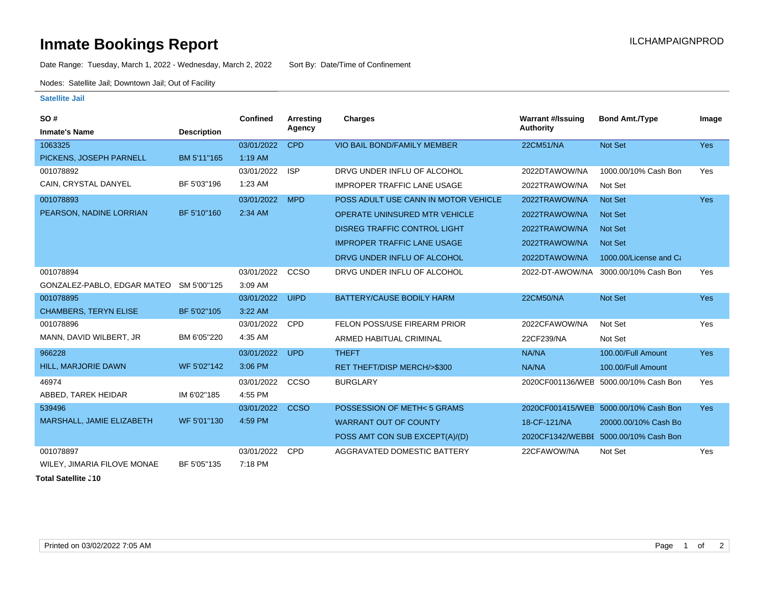# Inmate Bookings Report

ILCHAMPAIGNPROD

Date Range: Tuesday, March 1, 2022 - Wednesday, March 2, 2022 Sort By: Date/Time of Confinement

Nodes: Satellite Jail; Downtown Jail; Out of Facility

## Satellite Jail

| SO # / Inmate's Name | Description | Confined | Arresting Agency | Charges | Warrant #/Issuing Authority | Bond Amt./Type | Image |
|---|---|---|---|---|---|---|---|
| 1063325 | | 03/01/2022 | CPD | VIO BAIL BOND/FAMILY MEMBER | 22CM51/NA | Not Set | Yes |
| PICKENS, JOSEPH PARNELL | BM 5'11"165 | 1:19 AM | | | | | |
| 001078892 | | 03/01/2022 | ISP | DRVG UNDER INFLU OF ALCOHOL | 2022DTAWOW/NA | 1000.00/10% Cash Bon | Yes |
| CAIN, CRYSTAL DANYEL | BF 5'03"196 | 1:23 AM | | IMPROPER TRAFFIC LANE USAGE | 2022TRAWOW/NA | Not Set | |
| 001078893 | | 03/01/2022 | MPD | POSS ADULT USE CANN IN MOTOR VEHICLE | 2022TRAWOW/NA | Not Set | Yes |
| PEARSON, NADINE LORRIAN | BF 5'10"160 | 2:34 AM | | OPERATE UNINSURED MTR VEHICLE | 2022TRAWOW/NA | Not Set | |
| | | | | DISREG TRAFFIC CONTROL LIGHT | 2022TRAWOW/NA | Not Set | |
| | | | | IMPROPER TRAFFIC LANE USAGE | 2022TRAWOW/NA | Not Set | |
| | | | | DRVG UNDER INFLU OF ALCOHOL | 2022DTAWOW/NA | 1000.00/License and Ca | |
| 001078894 | | 03/01/2022 | CCSO | DRVG UNDER INFLU OF ALCOHOL | 2022-DT-AWOW/NA | 3000.00/10% Cash Bon | Yes |
| GONZALEZ-PABLO, EDGAR MATEO | SM 5'00"125 | 3:09 AM | | | | | |
| 001078895 | | 03/01/2022 | UIPD | BATTERY/CAUSE BODILY HARM | 22CM50/NA | Not Set | Yes |
| CHAMBERS, TERYN ELISE | BF 5'02"105 | 3:22 AM | | | | | |
| 001078896 | | 03/01/2022 | CPD | FELON POSS/USE FIREARM PRIOR | 2022CFAWOW/NA | Not Set | Yes |
| MANN, DAVID WILBERT, JR | BM 6'05"220 | 4:35 AM | | ARMED HABITUAL CRIMINAL | 22CF239/NA | Not Set | |
| 966228 | | 03/01/2022 | UPD | THEFT | NA/NA | 100.00/Full Amount | Yes |
| HILL, MARJORIE DAWN | WF 5'02"142 | 3:06 PM | | RET THEFT/DISP MERCH/>$300 | NA/NA | 100.00/Full Amount | |
| 46974 | | 03/01/2022 | CCSO | BURGLARY | 2020CF001136/WEB | 5000.00/10% Cash Bon | Yes |
| ABBED, TAREK HEIDAR | IM 6'02"185 | 4:55 PM | | | | | |
| 539496 | | 03/01/2022 | CCSO | POSSESSION OF METH< 5 GRAMS | 2020CF001415/WEB | 5000.00/10% Cash Bon | Yes |
| MARSHALL, JAMIE ELIZABETH | WF 5'01"130 | 4:59 PM | | WARRANT OUT OF COUNTY | 18-CF-121/NA | 20000.00/10% Cash Bo | |
| | | | | POSS AMT CON SUB EXCEPT(A)/(D) | 2020CF1342/WEBBE | 5000.00/10% Cash Bon | |
| 001078897 | | 03/01/2022 | CPD | AGGRAVATED DOMESTIC BATTERY | 22CFAWOW/NA | Not Set | Yes |
| WILEY, JIMARIA FILOVE MONAE | BF 5'05"135 | 7:18 PM | | | | | |

**Total Satellite J10**

Printed on 03/02/2022 7:05 AM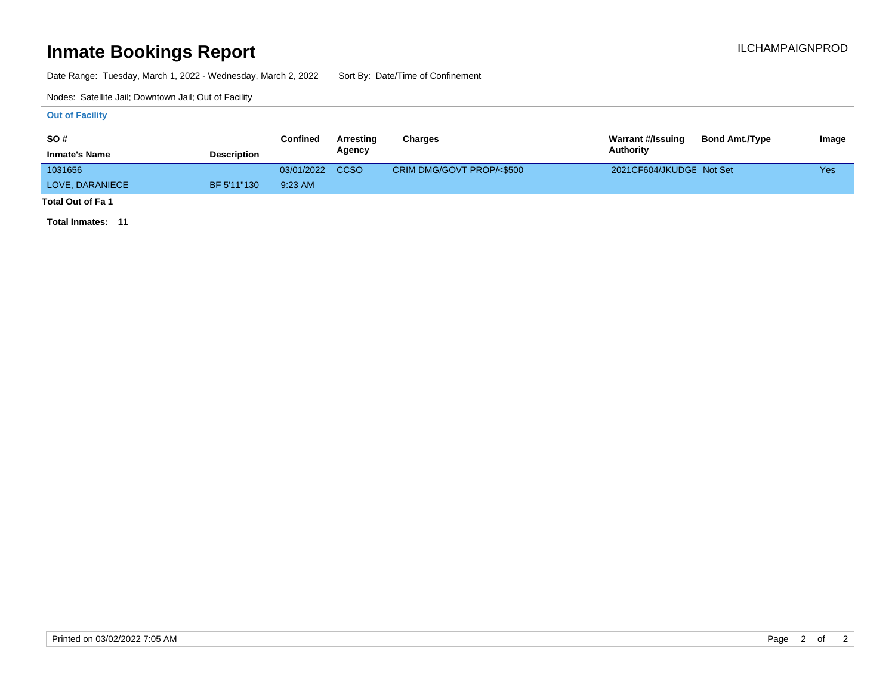# Inmate Bookings Report

ILCHAMPAIGNPROD

Date Range: Tuesday, March 1, 2022 - Wednesday, March 2, 2022    Sort By: Date/Time of Confinement

Nodes: Satellite Jail; Downtown Jail; Out of Facility

**Out of Facility**

| SO # / Inmate's Name | Description | Confined | Arresting Agency | Charges | Warrant #/Issuing Authority | Bond Amt./Type | Image |
|---|---|---|---|---|---|---|---|
| 1031656 LOVE, DARANIECE | BF 5'11"130 | 03/01/2022 9:23 AM | CCSO | CRIM DMG/GOVT PROP/<$500 | 2021CF604/JKUDGE | Not Set | Yes |

**Total Out of Fa 1**

**Total Inmates: 11**

Printed on 03/02/2022 7:05 AM